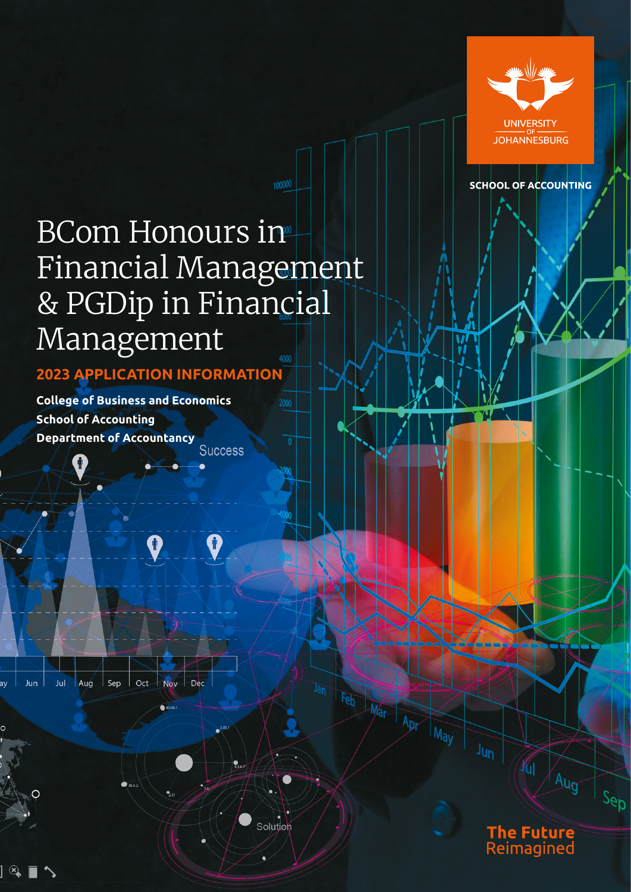UNIVERSITY OF JOHANNESBURG

SCHOOL OF ACCOUNTING

# BCom Honours in Financial Management & PGDip in Financial Management

## 2023 APPLICATION INFORMATION

**College of Business and Economics**
**School of Accounting**
**Department of Accountancy**

**The Future Reimagined**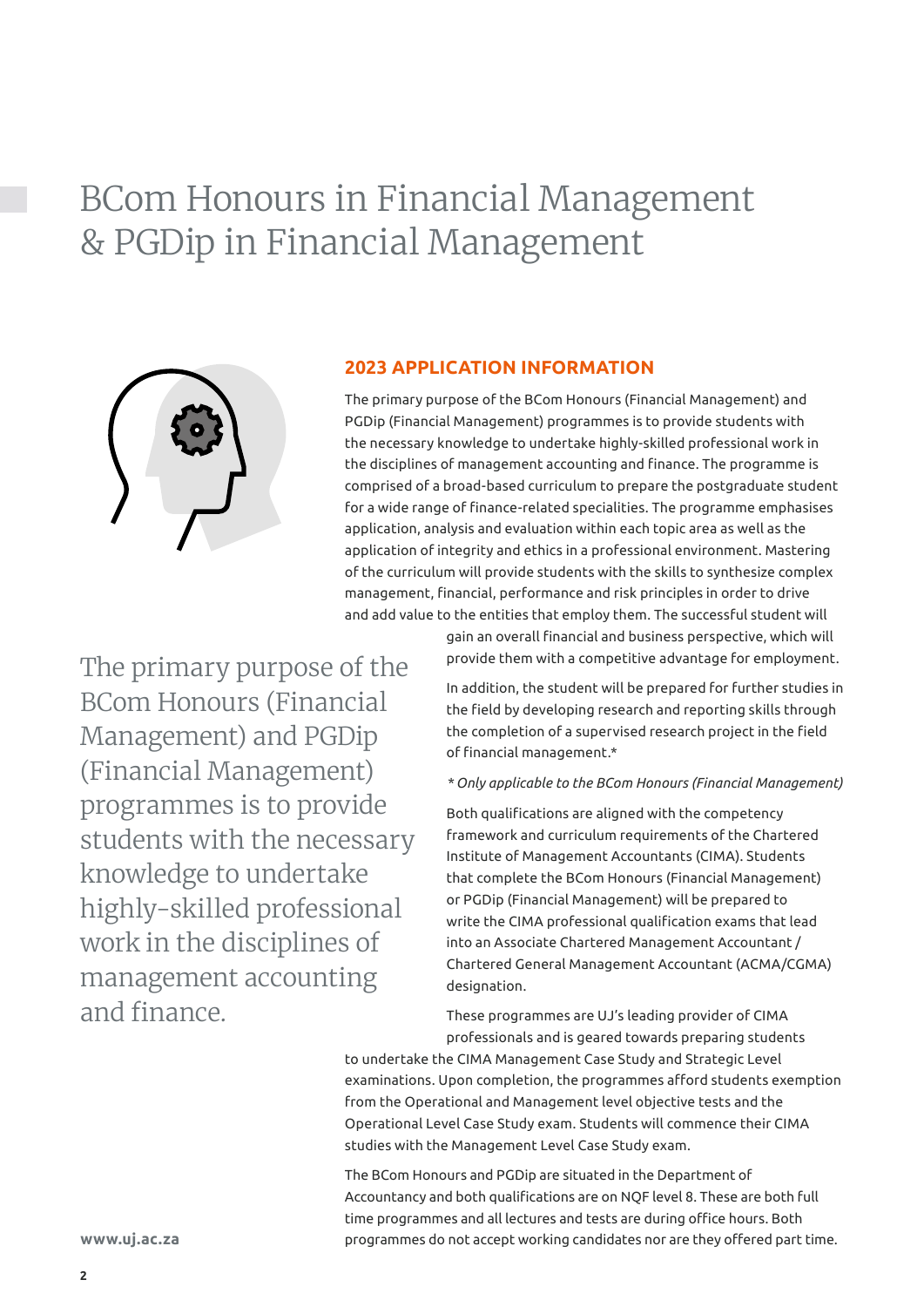# BCom Honours in Financial Management & PGDip in Financial Management

## 2023 APPLICATION INFORMATION

The primary purpose of the BCom Honours (Financial Management) and PGDip (Financial Management) programmes is to provide students with the necessary knowledge to undertake highly-skilled professional work in the disciplines of management accounting and finance. The programme is comprised of a broad-based curriculum to prepare the postgraduate student for a wide range of finance-related specialities. The programme emphasises application, analysis and evaluation within each topic area as well as the application of integrity and ethics in a professional environment. Mastering of the curriculum will provide students with the skills to synthesize complex management, financial, performance and risk principles in order to drive and add value to the entities that employ them. The successful student will gain an overall financial and business perspective, which will provide them with a competitive advantage for employment.

> The primary purpose of the BCom Honours (Financial Management) and PGDip (Financial Management) programmes is to provide students with the necessary knowledge to undertake highly-skilled professional work in the disciplines of management accounting and finance.

In addition, the student will be prepared for further studies in the field by developing research and reporting skills through the completion of a supervised research project in the field of financial management.*

*\* Only applicable to the BCom Honours (Financial Management)*

Both qualifications are aligned with the competency framework and curriculum requirements of the Chartered Institute of Management Accountants (CIMA). Students that complete the BCom Honours (Financial Management) or PGDip (Financial Management) will be prepared to write the CIMA professional qualification exams that lead into an Associate Chartered Management Accountant / Chartered General Management Accountant (ACMA/CGMA) designation.

These programmes are UJ's leading provider of CIMA professionals and is geared towards preparing students to undertake the CIMA Management Case Study and Strategic Level examinations. Upon completion, the programmes afford students exemption from the Operational and Management level objective tests and the Operational Level Case Study exam. Students will commence their CIMA studies with the Management Level Case Study exam.

The BCom Honours and PGDip are situated in the Department of Accountancy and both qualifications are on NQF level 8. These are both full time programmes and all lectures and tests are during office hours. Both programmes do not accept working candidates nor are they offered part time.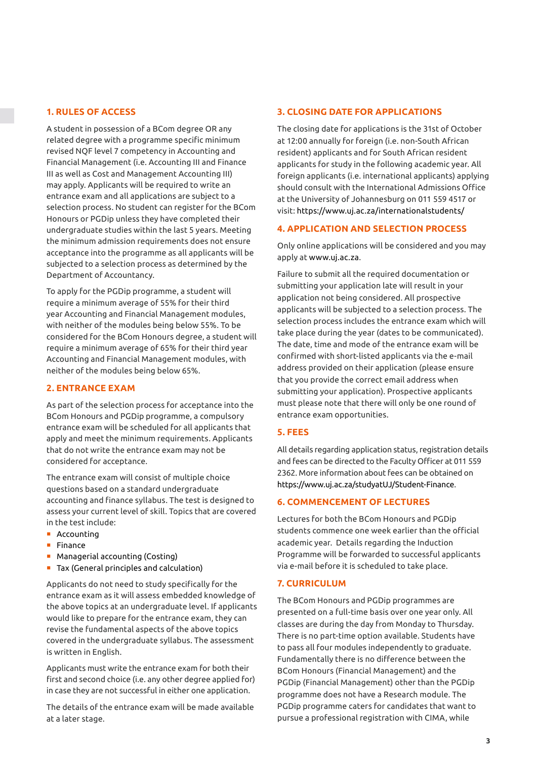## 1. RULES OF ACCESS

A student in possession of a BCom degree OR any related degree with a programme specific minimum revised NQF level 7 competency in Accounting and Financial Management (i.e. Accounting III and Finance III as well as Cost and Management Accounting III) may apply. Applicants will be required to write an entrance exam and all applications are subject to a selection process. No student can register for the BCom Honours or PGDip unless they have completed their undergraduate studies within the last 5 years. Meeting the minimum admission requirements does not ensure acceptance into the programme as all applicants will be subjected to a selection process as determined by the Department of Accountancy.

To apply for the PGDip programme, a student will require a minimum average of 55% for their third year Accounting and Financial Management modules, with neither of the modules being below 55%. To be considered for the BCom Honours degree, a student will require a minimum average of 65% for their third year Accounting and Financial Management modules, with neither of the modules being below 65%.

## 2. ENTRANCE EXAM

As part of the selection process for acceptance into the BCom Honours and PGDip programme, a compulsory entrance exam will be scheduled for all applicants that apply and meet the minimum requirements. Applicants that do not write the entrance exam may not be considered for acceptance.

The entrance exam will consist of multiple choice questions based on a standard undergraduate accounting and finance syllabus. The test is designed to assess your current level of skill. Topics that are covered in the test include:

- Accounting
- Finance
- Managerial accounting (Costing)
- Tax (General principles and calculation)

Applicants do not need to study specifically for the entrance exam as it will assess embedded knowledge of the above topics at an undergraduate level. If applicants would like to prepare for the entrance exam, they can revise the fundamental aspects of the above topics covered in the undergraduate syllabus. The assessment is written in English.

Applicants must write the entrance exam for both their first and second choice (i.e. any other degree applied for) in case they are not successful in either one application.

The details of the entrance exam will be made available at a later stage.

## 3. CLOSING DATE FOR APPLICATIONS

The closing date for applications is the 31st of October at 12:00 annually for foreign (i.e. non-South African resident) applicants and for South African resident applicants for study in the following academic year. All foreign applicants (i.e. international applicants) applying should consult with the International Admissions Office at the University of Johannesburg on 011 559 4517 or visit: https://www.uj.ac.za/internationalstudents/

## 4. APPLICATION AND SELECTION PROCESS

Only online applications will be considered and you may apply at www.uj.ac.za.

Failure to submit all the required documentation or submitting your application late will result in your application not being considered. All prospective applicants will be subjected to a selection process. The selection process includes the entrance exam which will take place during the year (dates to be communicated). The date, time and mode of the entrance exam will be confirmed with short-listed applicants via the e-mail address provided on their application (please ensure that you provide the correct email address when submitting your application). Prospective applicants must please note that there will only be one round of entrance exam opportunities.

## 5. FEES

All details regarding application status, registration details and fees can be directed to the Faculty Officer at 011 559 2362. More information about fees can be obtained on https://www.uj.ac.za/studyatUJ/Student-Finance.

## 6. COMMENCEMENT OF LECTURES

Lectures for both the BCom Honours and PGDip students commence one week earlier than the official academic year. Details regarding the Induction Programme will be forwarded to successful applicants via e-mail before it is scheduled to take place.

## 7. CURRICULUM

The BCom Honours and PGDip programmes are presented on a full-time basis over one year only. All classes are during the day from Monday to Thursday. There is no part-time option available. Students have to pass all four modules independently to graduate. Fundamentally there is no difference between the BCom Honours (Financial Management) and the PGDip (Financial Management) other than the PGDip programme does not have a Research module. The PGDip programme caters for candidates that want to pursue a professional registration with CIMA, while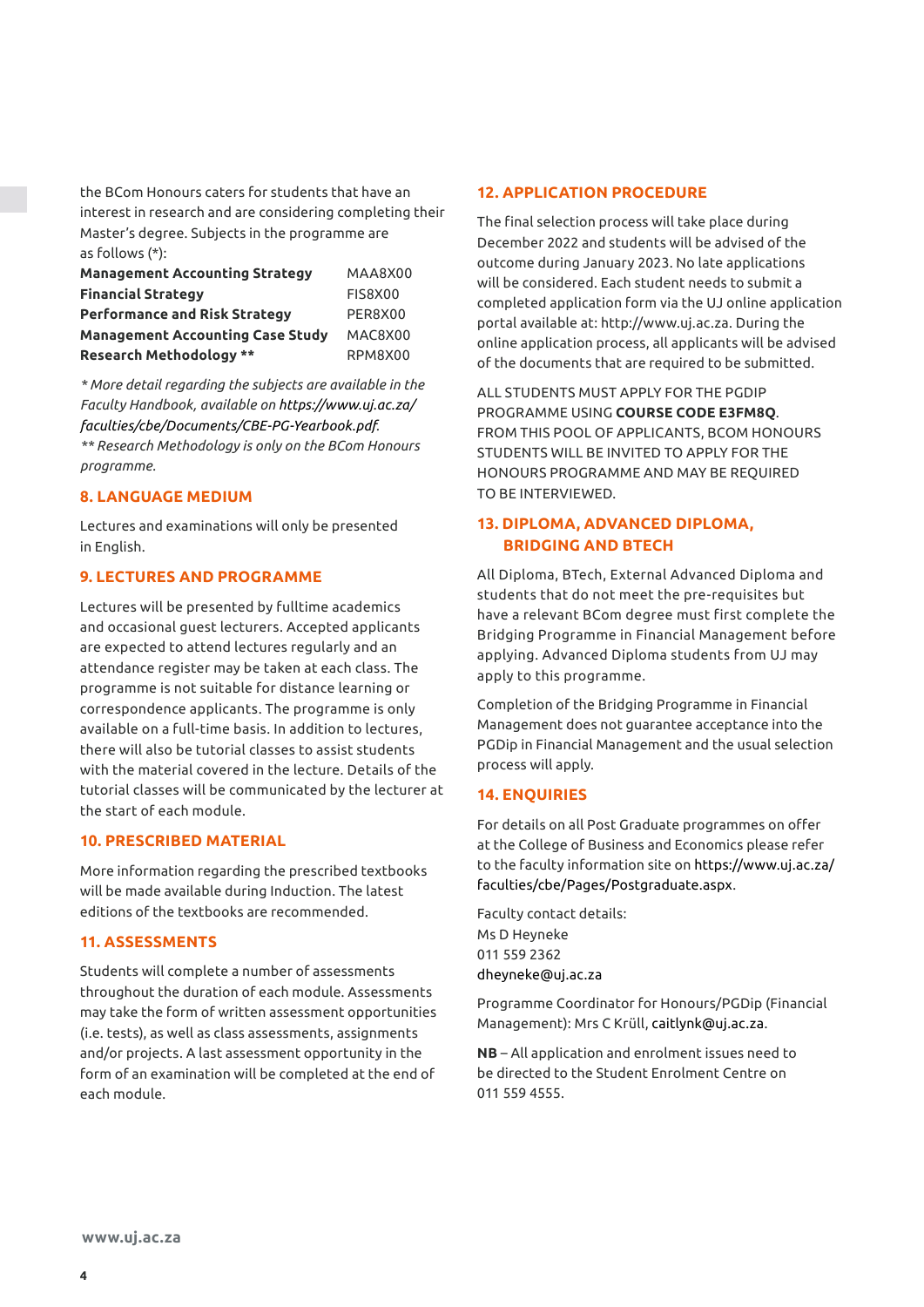the BCom Honours caters for students that have an interest in research and are considering completing their Master's degree. Subjects in the programme are as follows (*):

| | |
|---|---|
| **Management Accounting Strategy** | MAA8X00 |
| **Financial Strategy** | FIS8X00 |
| **Performance and Risk Strategy** | PER8X00 |
| **Management Accounting Case Study** | MAC8X00 |
| **Research Methodology** ** | RPM8X00 |

*\* More detail regarding the subjects are available in the Faculty Handbook, available on https://www.uj.ac.za/faculties/cbe/Documents/CBE-PG-Yearbook.pdf.*
*\*\* Research Methodology is only on the BCom Honours programme.*

## 8. LANGUAGE MEDIUM

Lectures and examinations will only be presented in English.

## 9. LECTURES AND PROGRAMME

Lectures will be presented by fulltime academics and occasional guest lecturers. Accepted applicants are expected to attend lectures regularly and an attendance register may be taken at each class. The programme is not suitable for distance learning or correspondence applicants. The programme is only available on a full-time basis. In addition to lectures, there will also be tutorial classes to assist students with the material covered in the lecture. Details of the tutorial classes will be communicated by the lecturer at the start of each module.

## 10. PRESCRIBED MATERIAL

More information regarding the prescribed textbooks will be made available during Induction. The latest editions of the textbooks are recommended.

## 11. ASSESSMENTS

Students will complete a number of assessments throughout the duration of each module. Assessments may take the form of written assessment opportunities (i.e. tests), as well as class assessments, assignments and/or projects. A last assessment opportunity in the form of an examination will be completed at the end of each module.

## 12. APPLICATION PROCEDURE

The final selection process will take place during December 2022 and students will be advised of the outcome during January 2023. No late applications will be considered. Each student needs to submit a completed application form via the UJ online application portal available at: http://www.uj.ac.za. During the online application process, all applicants will be advised of the documents that are required to be submitted.

ALL STUDENTS MUST APPLY FOR THE PGDIP PROGRAMME USING **COURSE CODE E3FM8Q**. FROM THIS POOL OF APPLICANTS, BCOM HONOURS STUDENTS WILL BE INVITED TO APPLY FOR THE HONOURS PROGRAMME AND MAY BE REQUIRED TO BE INTERVIEWED.

## 13. DIPLOMA, ADVANCED DIPLOMA, BRIDGING AND BTECH

All Diploma, BTech, External Advanced Diploma and students that do not meet the pre-requisites but have a relevant BCom degree must first complete the Bridging Programme in Financial Management before applying. Advanced Diploma students from UJ may apply to this programme.

Completion of the Bridging Programme in Financial Management does not guarantee acceptance into the PGDip in Financial Management and the usual selection process will apply.

## 14. ENQUIRIES

For details on all Post Graduate programmes on offer at the College of Business and Economics please refer to the faculty information site on https://www.uj.ac.za/faculties/cbe/Pages/Postgraduate.aspx.

Faculty contact details:
Ms D Heyneke
011 559 2362
dheyneke@uj.ac.za

Programme Coordinator for Honours/PGDip (Financial Management): Mrs C Krüll, caitlynk@uj.ac.za.

**NB** – All application and enrolment issues need to be directed to the Student Enrolment Centre on 011 559 4555.